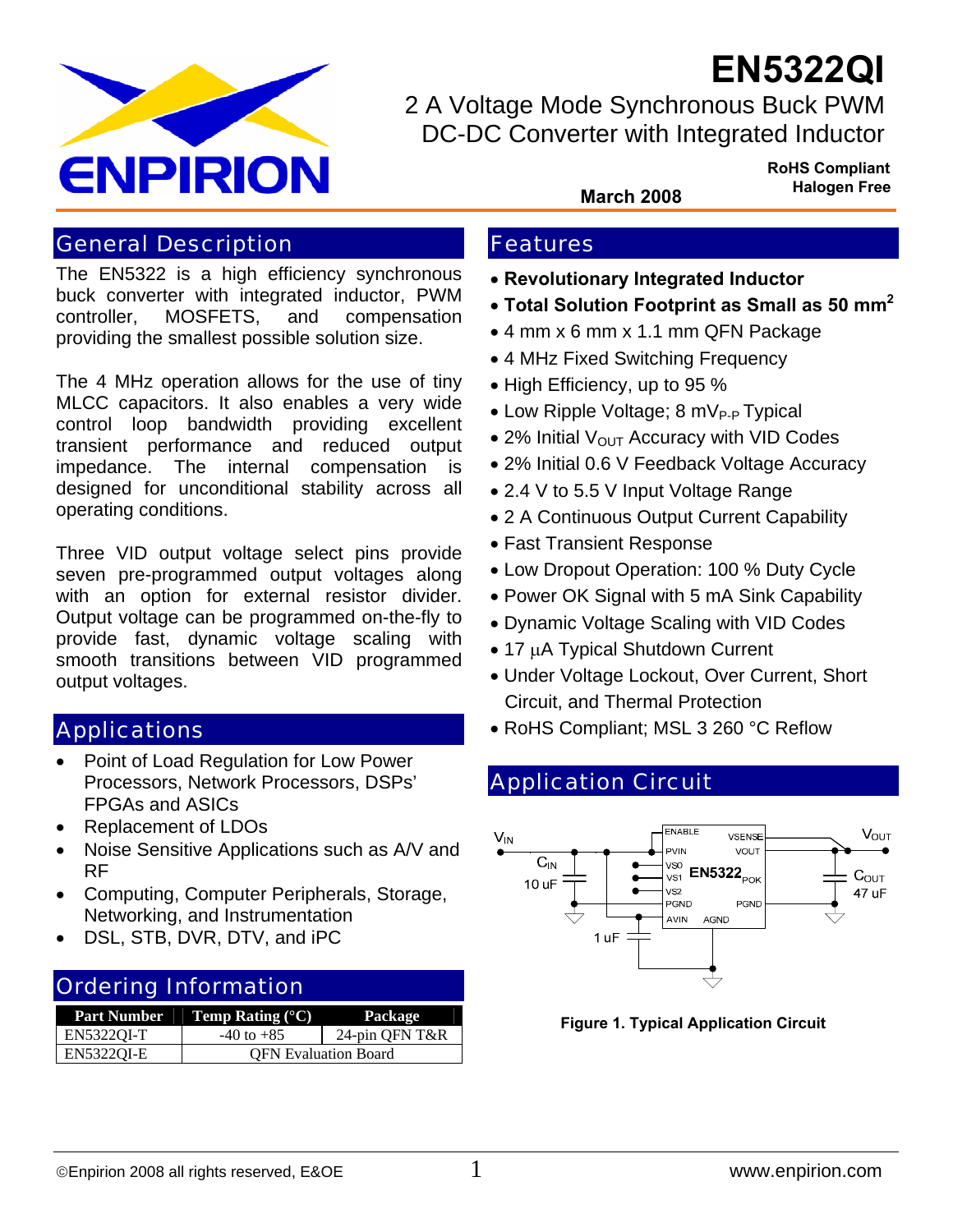# EN5322QI

## 2 A Voltage Mode Synchronous Buck PWM DC-DC Converter with Integrated Inductor

**RoHS Compliant**
**Halogen Free**

**March 2008**

## General Description

The EN5322 is a high efficiency synchronous buck converter with integrated inductor, PWM controller, MOSFETS, and compensation providing the smallest possible solution size.

The 4 MHz operation allows for the use of tiny MLCC capacitors. It also enables a very wide control loop bandwidth providing excellent transient performance and reduced output impedance. The internal compensation is designed for unconditional stability across all operating conditions.

Three VID output voltage select pins provide seven pre-programmed output voltages along with an option for external resistor divider. Output voltage can be programmed on-the-fly to provide fast, dynamic voltage scaling with smooth transitions between VID programmed output voltages.

## Applications

- Point of Load Regulation for Low Power Processors, Network Processors, DSPs' FPGAs and ASICs
- Replacement of LDOs
- Noise Sensitive Applications such as A/V and RF
- Computing, Computer Peripherals, Storage, Networking, and Instrumentation
- DSL, STB, DVR, DTV, and iPC

## Ordering Information

| Part Number | Temp Rating (°C) | Package |
|---|---|---|
| EN5322QI-T | -40 to +85 | 24-pin QFN T&R |
| EN5322QI-E | QFN Evaluation Board | |

## Features

- **Revolutionary Integrated Inductor**
- **Total Solution Footprint as Small as 50 mm$^2$**
- 4 mm x 6 mm x 1.1 mm QFN Package
- 4 MHz Fixed Switching Frequency
- High Efficiency, up to 95 %
- Low Ripple Voltage; 8 $mV_{P-P}$ Typical
- 2% Initial $V_{OUT}$ Accuracy with VID Codes
- 2% Initial 0.6 V Feedback Voltage Accuracy
- 2.4 V to 5.5 V Input Voltage Range
- 2 A Continuous Output Current Capability
- Fast Transient Response
- Low Dropout Operation: 100 % Duty Cycle
- Power OK Signal with 5 mA Sink Capability
- Dynamic Voltage Scaling with VID Codes
- 17 µA Typical Shutdown Current
- Under Voltage Lockout, Over Current, Short Circuit, and Thermal Protection
- RoHS Compliant; MSL 3 260 °C Reflow

## Application Circuit

**Figure 1. Typical Application Circuit**

©Enpirion 2008 all rights reserved, E&OE

www.enpirion.com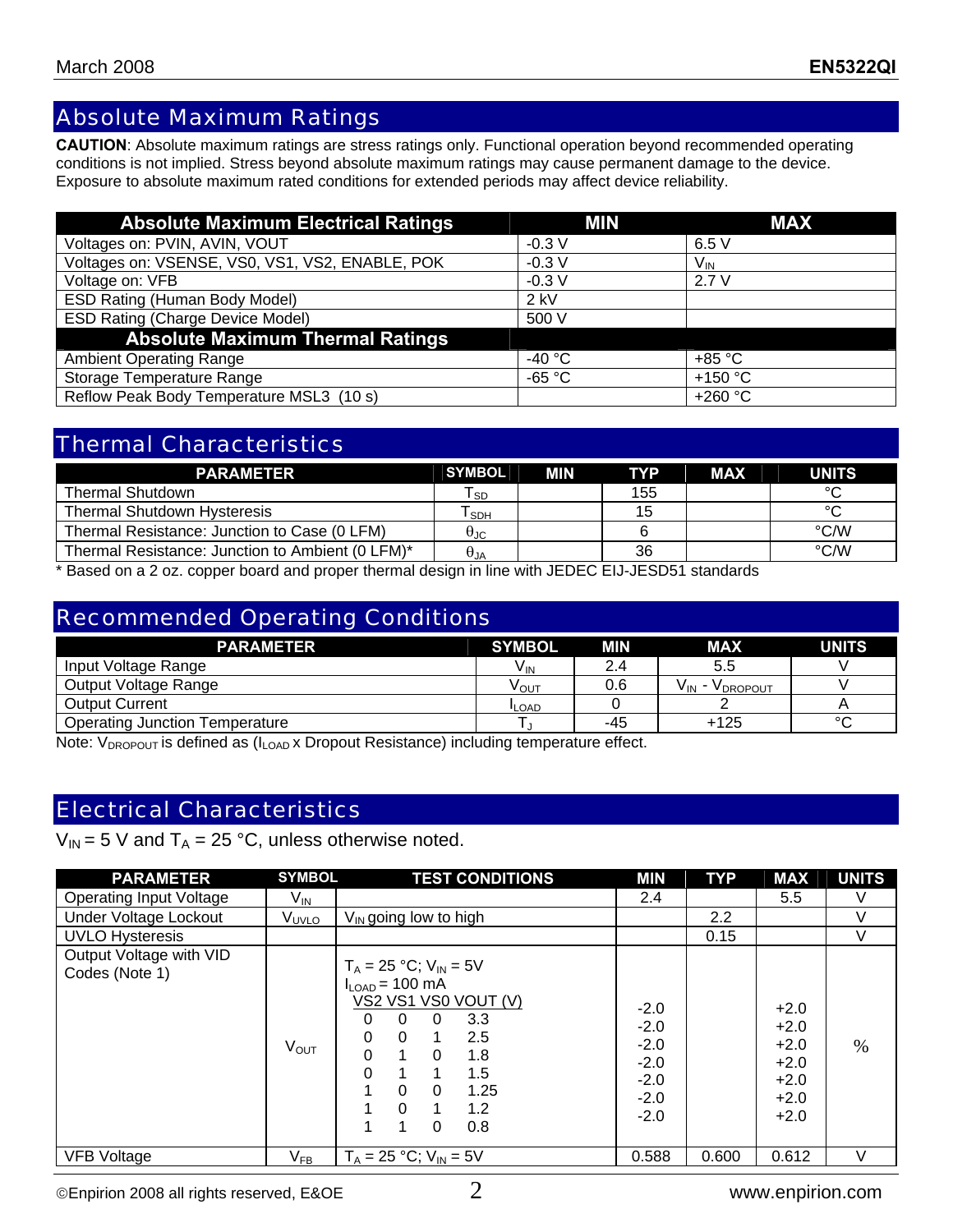## Absolute Maximum Ratings

**CAUTION**: Absolute maximum ratings are stress ratings only. Functional operation beyond recommended operating conditions is not implied. Stress beyond absolute maximum ratings may cause permanent damage to the device. Exposure to absolute maximum rated conditions for extended periods may affect device reliability.

| Absolute Maximum Electrical Ratings | MIN | MAX |
|---|---|---|
| Voltages on: PVIN, AVIN, VOUT | -0.3 V | 6.5 V |
| Voltages on: VSENSE, VS0, VS1, VS2, ENABLE, POK | -0.3 V | $V_{IN}$ |
| Voltage on: VFB | -0.3 V | 2.7 V |
| ESD Rating (Human Body Model) | 2 kV | |
| ESD Rating (Charge Device Model) | 500 V | |
| **Absolute Maximum Thermal Ratings** | | |
| Ambient Operating Range | -40 °C | +85 °C |
| Storage Temperature Range | -65 °C | +150 °C |
| Reflow Peak Body Temperature MSL3 (10 s) | | +260 °C |

## Thermal Characteristics

| PARAMETER | SYMBOL | MIN | TYP | MAX | UNITS |
|---|---|---|---|---|---|
| Thermal Shutdown | $T_{SD}$ | | 155 | | °C |
| Thermal Shutdown Hysteresis | $T_{SDH}$ | | 15 | | °C |
| Thermal Resistance: Junction to Case (0 LFM) | $\theta_{JC}$ | | 6 | | °C/W |
| Thermal Resistance: Junction to Ambient (0 LFM)* | $\theta_{JA}$ | | 36 | | °C/W |

* Based on a 2 oz. copper board and proper thermal design in line with JEDEC EIJ-JESD51 standards

## Recommended Operating Conditions

| PARAMETER | SYMBOL | MIN | MAX | UNITS |
|---|---|---|---|---|
| Input Voltage Range | $V_{IN}$ | 2.4 | 5.5 | V |
| Output Voltage Range | $V_{OUT}$ | 0.6 | $V_{IN}$ - $V_{DROPOUT}$ | V |
| Output Current | $I_{LOAD}$ | 0 | 2 | A |
| Operating Junction Temperature | $T_J$ | -45 | +125 | °C |

Note: $V_{DROPOUT}$ is defined as ($I_{LOAD}$ x Dropout Resistance) including temperature effect.

## Electrical Characteristics

$V_{IN}$ = 5 V and $T_A$ = 25 °C, unless otherwise noted.

| PARAMETER | SYMBOL | TEST CONDITIONS | MIN | TYP | MAX | UNITS |
|---|---|---|---|---|---|---|
| Operating Input Voltage | $V_{IN}$ | | 2.4 | | 5.5 | V |
| Under Voltage Lockout | $V_{UVLO}$ | $V_{IN}$ going low to high | | 2.2 | | V |
| UVLO Hysteresis | | | | 0.15 | | V |
| Output Voltage with VID Codes (Note 1) | $V_{OUT}$ | $T_A$ = 25 °C; $V_{IN}$ = 5V<br>$I_{LOAD}$ = 100 mA<br>VS2 VS1 VS0 VOUT (V)<br>0 0 0 3.3<br>0 0 1 2.5<br>0 1 0 1.8<br>0 1 1 1.5<br>1 0 0 1.25<br>1 0 1 1.2<br>1 1 0 0.8 | <br><br><br>-2.0<br>-2.0<br>-2.0<br>-2.0<br>-2.0<br>-2.0<br>-2.0 | | <br><br><br>+2.0<br>+2.0<br>+2.0<br>+2.0<br>+2.0<br>+2.0<br>+2.0 | % |
| VFB Voltage | $V_{FB}$ | $T_A$ = 25 °C; $V_{IN}$ = 5V | 0.588 | 0.600 | 0.612 | V |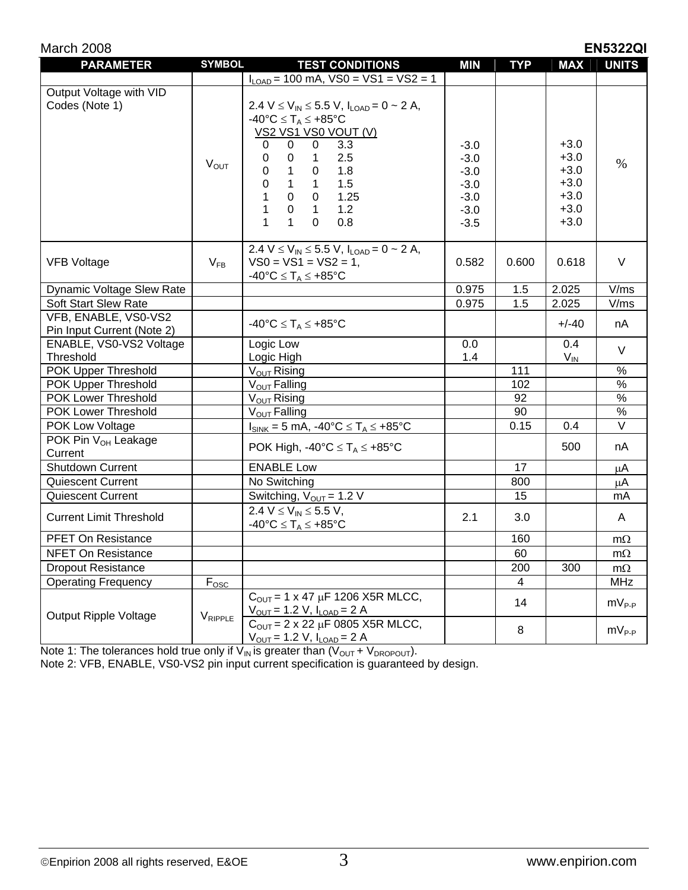| PARAMETER | SYMBOL | TEST CONDITIONS | MIN | TYP | MAX | UNITS |
|---|---|---|---|---|---|---|
| | | $I_{LOAD}$ = 100 mA, VS0 = VS1 = VS2 = 1 | | | | |
| Output Voltage with VID Codes (Note 1) | $V_{OUT}$ | 2.4 V ≤ $V_{IN}$ ≤ 5.5 V, $I_{LOAD}$ = 0 ~ 2 A, -40°C ≤ $T_A$ ≤ +85°C<br>VS2 VS1 VS0 VOUT (V)<br>0 0 0 3.3<br>0 0 1 2.5<br>0 1 0 1.8<br>0 1 1 1.5<br>1 0 0 1.25<br>1 0 1 1.2<br>1 1 0 0.8 | -3.0<br>-3.0<br>-3.0<br>-3.0<br>-3.0<br>-3.0<br>-3.5 | | +3.0<br>+3.0<br>+3.0<br>+3.0<br>+3.0<br>+3.0<br>+3.0 | % |
| VFB Voltage | $V_{FB}$ | 2.4 V ≤ $V_{IN}$ ≤ 5.5 V, $I_{LOAD}$ = 0 ~ 2 A, VS0 = VS1 = VS2 = 1, -40°C ≤ $T_A$ ≤ +85°C | 0.582 | 0.600 | 0.618 | V |
| Dynamic Voltage Slew Rate | | | 0.975 | 1.5 | 2.025 | V/ms |
| Soft Start Slew Rate | | | 0.975 | 1.5 | 2.025 | V/ms |
| VFB, ENABLE, VS0-VS2 Pin Input Current (Note 2) | | -40°C ≤ $T_A$ ≤ +85°C | | | +/-40 | nA |
| ENABLE, VS0-VS2 Voltage Threshold | | Logic Low<br>Logic High | 0.0<br>1.4 | | 0.4<br>$V_{IN}$ | V |
| POK Upper Threshold | | $V_{OUT}$ Rising | | 111 | | % |
| POK Upper Threshold | | $V_{OUT}$ Falling | | 102 | | % |
| POK Lower Threshold | | $V_{OUT}$ Rising | | 92 | | % |
| POK Lower Threshold | | $V_{OUT}$ Falling | | 90 | | % |
| POK Low Voltage | | $I_{SINK}$ = 5 mA, -40°C ≤ $T_A$ ≤ +85°C | | 0.15 | 0.4 | V |
| POK Pin $V_{OH}$ Leakage Current | | POK High, -40°C ≤ $T_A$ ≤ +85°C | | | 500 | nA |
| Shutdown Current | | ENABLE Low | | 17 | | μA |
| Quiescent Current | | No Switching | | 800 | | μA |
| Quiescent Current | | Switching, $V_{OUT}$ = 1.2 V | | 15 | | mA |
| Current Limit Threshold | | 2.4 V ≤ $V_{IN}$ ≤ 5.5 V, -40°C ≤ $T_A$ ≤ +85°C | 2.1 | 3.0 | | A |
| PFET On Resistance | | | | 160 | | mΩ |
| NFET On Resistance | | | | 60 | | mΩ |
| Dropout Resistance | | | | 200 | 300 | mΩ |
| Operating Frequency | $F_{OSC}$ | | | 4 | | MHz |
| Output Ripple Voltage | $V_{RIPPLE}$ | $C_{OUT}$ = 1 x 47 μF 1206 X5R MLCC, $V_{OUT}$ = 1.2 V, $I_{LOAD}$ = 2 A | | 14 | | $mV_{P-P}$ |
| | | $C_{OUT}$ = 2 x 22 μF 0805 X5R MLCC, $V_{OUT}$ = 1.2 V, $I_{LOAD}$ = 2 A | | 8 | | $mV_{P-P}$ |

Note 1: The tolerances hold true only if $V_{IN}$ is greater than ($V_{OUT}$ + $V_{DROPOUT}$).

Note 2: VFB, ENABLE, VS0-VS2 pin input current specification is guaranteed by design.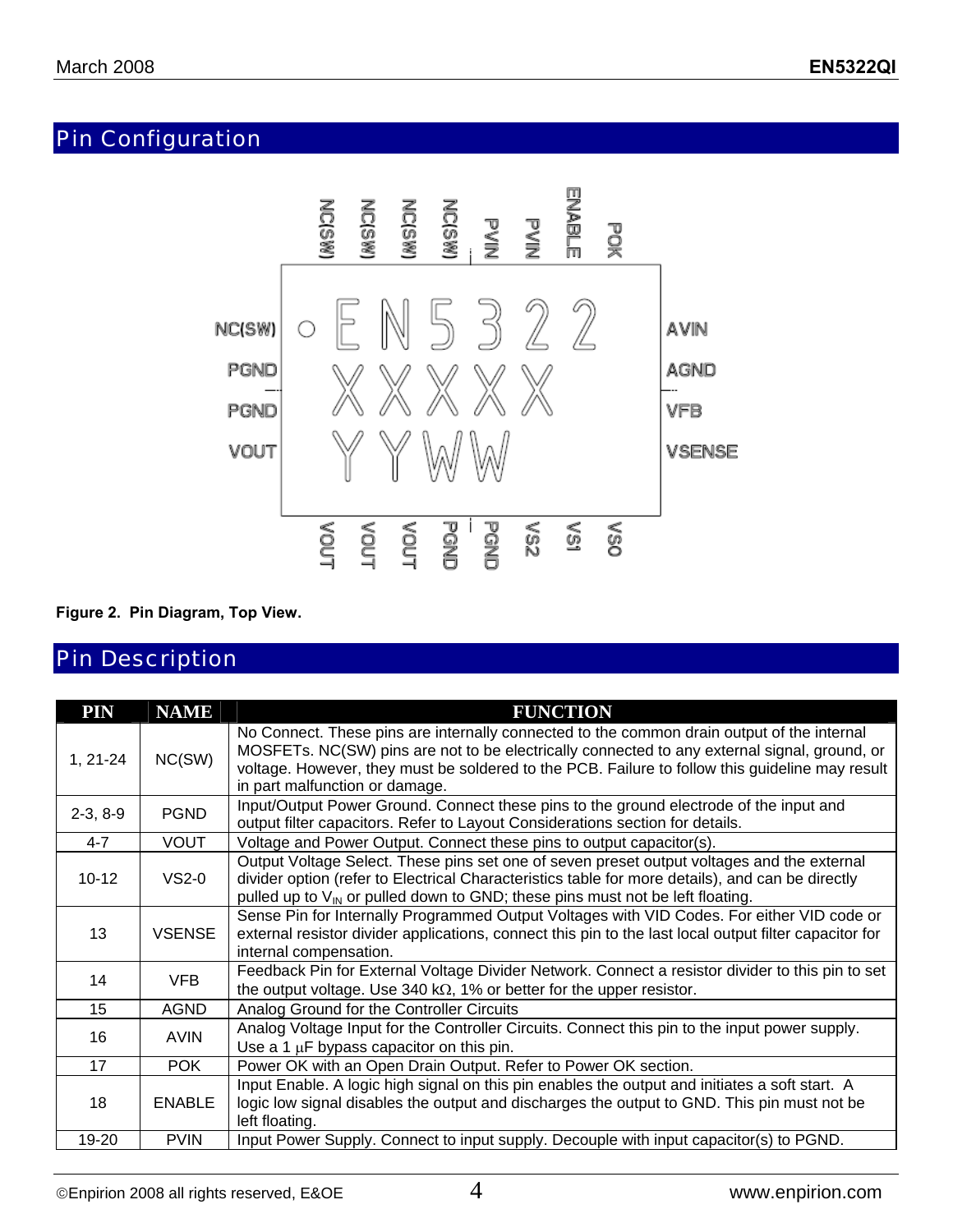## Pin Configuration

Figure 2. Pin Diagram, Top View.

## Pin Description

| PIN | NAME | FUNCTION |
|---|---|---|
| 1, 21-24 | NC(SW) | No Connect. These pins are internally connected to the common drain output of the internal MOSFETs. NC(SW) pins are not to be electrically connected to any external signal, ground, or voltage. However, they must be soldered to the PCB. Failure to follow this guideline may result in part malfunction or damage. |
| 2-3, 8-9 | PGND | Input/Output Power Ground. Connect these pins to the ground electrode of the input and output filter capacitors. Refer to Layout Considerations section for details. |
| 4-7 | VOUT | Voltage and Power Output. Connect these pins to output capacitor(s). |
| 10-12 | VS2-0 | Output Voltage Select. These pins set one of seven preset output voltages and the external divider option (refer to Electrical Characteristics table for more details), and can be directly pulled up to $V_{IN}$ or pulled down to GND; these pins must not be left floating. |
| 13 | VSENSE | Sense Pin for Internally Programmed Output Voltages with VID Codes. For either VID code or external resistor divider applications, connect this pin to the last local output filter capacitor for internal compensation. |
| 14 | VFB | Feedback Pin for External Voltage Divider Network. Connect a resistor divider to this pin to set the output voltage. Use 340 kΩ, 1% or better for the upper resistor. |
| 15 | AGND | Analog Ground for the Controller Circuits |
| 16 | AVIN | Analog Voltage Input for the Controller Circuits. Connect this pin to the input power supply. Use a 1 μF bypass capacitor on this pin. |
| 17 | POK | Power OK with an Open Drain Output. Refer to Power OK section. |
| 18 | ENABLE | Input Enable. A logic high signal on this pin enables the output and initiates a soft start. A logic low signal disables the output and discharges the output to GND. This pin must not be left floating. |
| 19-20 | PVIN | Input Power Supply. Connect to input supply. Decouple with input capacitor(s) to PGND. |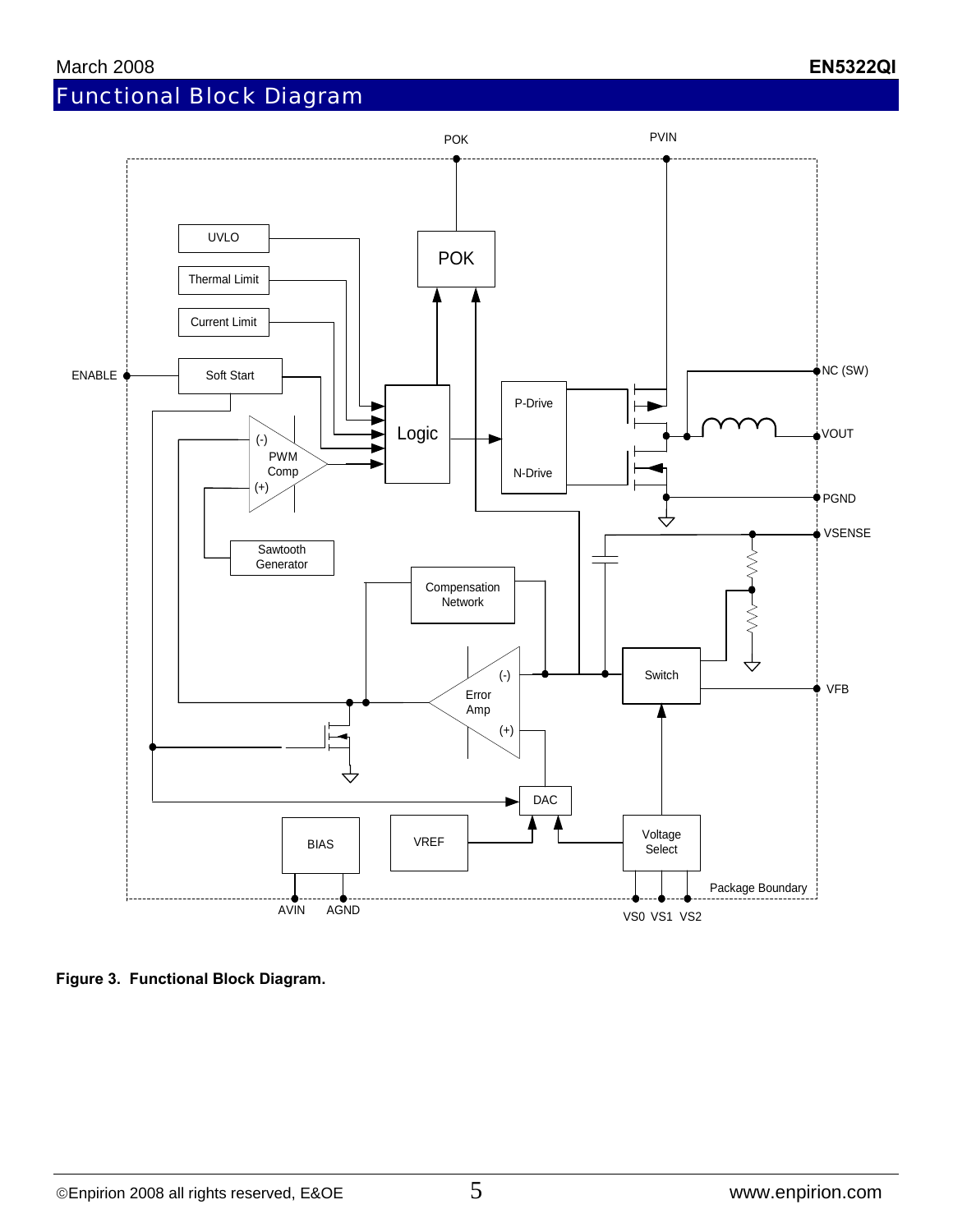## Functional Block Diagram

**Figure 3. Functional Block Diagram.**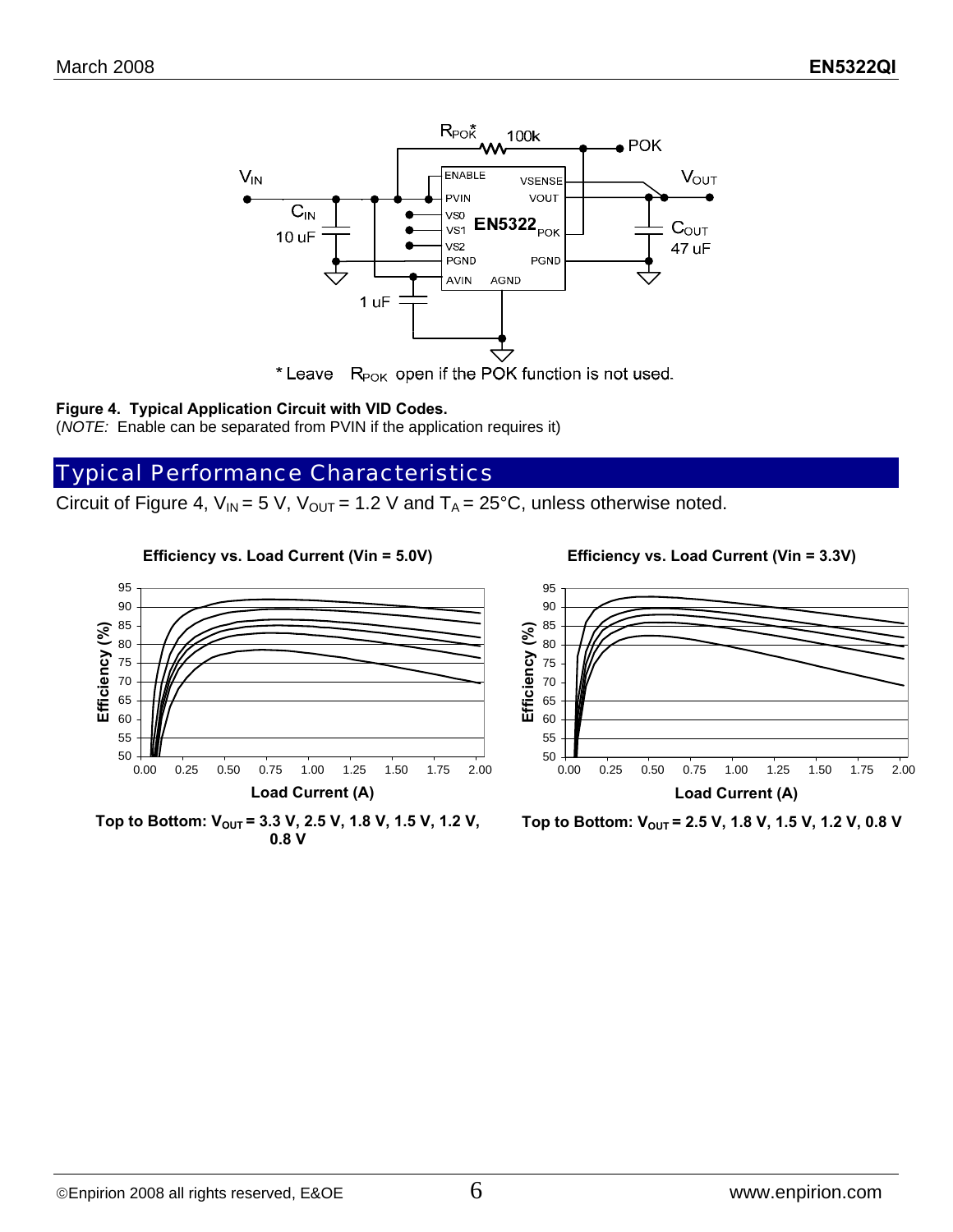\* Leave $R_{POK}$ open if the POK function is not used.

**Figure 4. Typical Application Circuit with VID Codes.**
(*NOTE:* Enable can be separated from PVIN if the application requires it)

## Typical Performance Characteristics

Circuit of Figure 4, $V_{IN}$ = 5 V, $V_{OUT}$ = 1.2 V and $T_A$ = 25°C, unless otherwise noted.

**Efficiency vs. Load Current (Vin = 5.0V)**

**Top to Bottom: $V_{OUT}$ = 3.3 V, 2.5 V, 1.8 V, 1.5 V, 1.2 V, 0.8 V**

**Efficiency vs. Load Current (Vin = 3.3V)**

**Top to Bottom: $V_{OUT}$ = 2.5 V, 1.8 V, 1.5 V, 1.2 V, 0.8 V**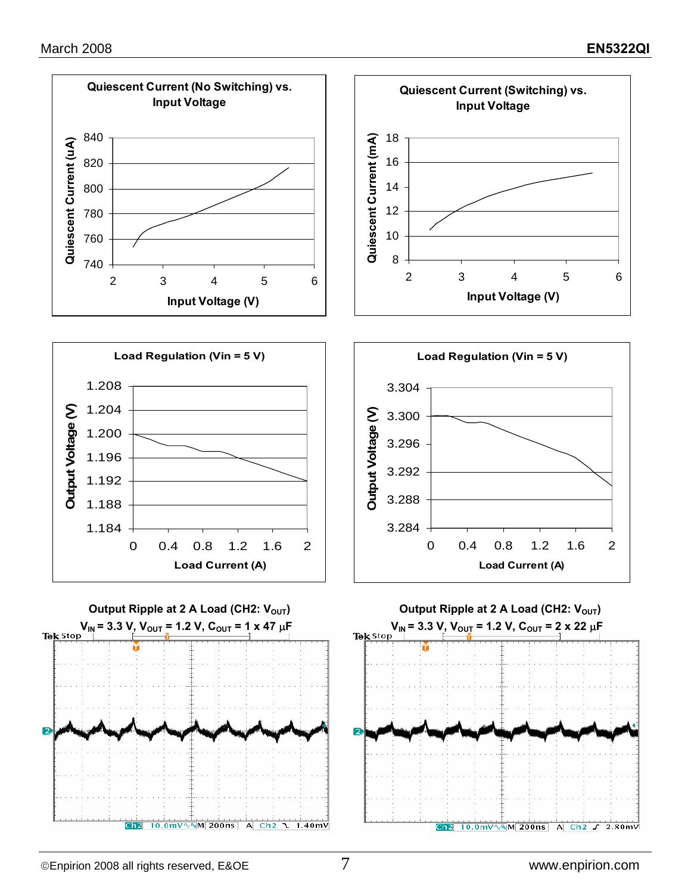**Quiescent Current (No Switching) vs. Input Voltage**

Quiescent Current (uA): 740, 760, 780, 800, 820, 840

Input Voltage (V): 2, 3, 4, 5, 6

**Quiescent Current (Switching) vs. Input Voltage**

Quiescent Current (mA): 8, 10, 12, 14, 16, 18

Input Voltage (V): 2, 3, 4, 5, 6

**Load Regulation (Vin = 5 V)**

Output Voltage (V): 1.184, 1.188, 1.192, 1.196, 1.200, 1.204, 1.208

Load Current (A): 0, 0.4, 0.8, 1.2, 1.6, 2

**Load Regulation (Vin = 5 V)**

Output Voltage (V): 3.284, 3.288, 3.292, 3.296, 3.300, 3.304

Load Current (A): 0, 0.4, 0.8, 1.2, 1.6, 2

**Output Ripple at 2 A Load (CH2: $V_{OUT}$)**
**$V_{IN}$ = 3.3 V, $V_{OUT}$ = 1.2 V, $C_{OUT}$ = 1 x 47 µF**

Tek Stop

Ch2 10.0mV M 200ns A Ch2 1.40mV

**Output Ripple at 2 A Load (CH2: $V_{OUT}$)**
**$V_{IN}$ = 3.3 V, $V_{OUT}$ = 1.2 V, $C_{OUT}$ = 2 x 22 µF**

Tek Stop

Ch2 10.0mV M 200ns A Ch2 2.80mV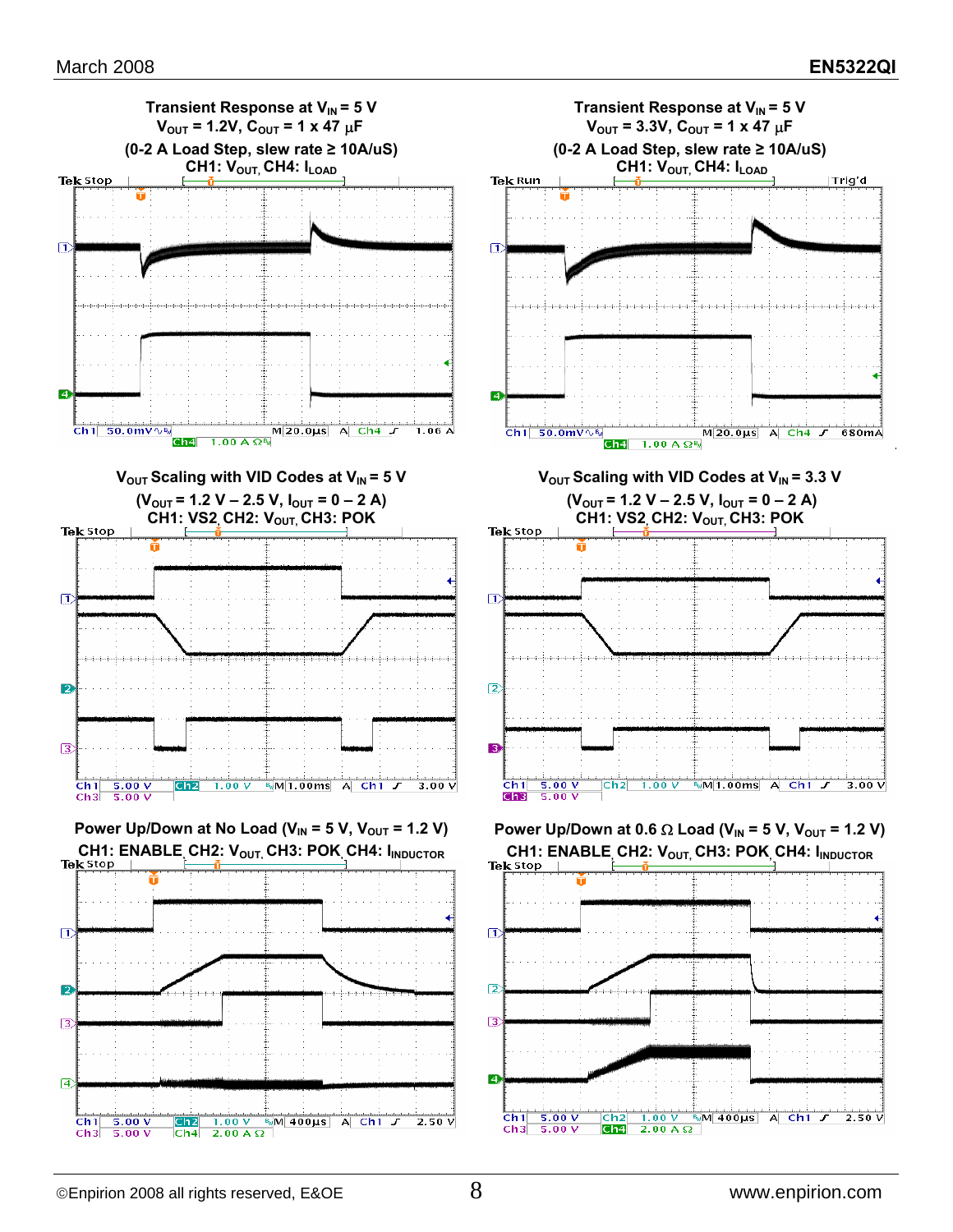**Transient Response at $V_{IN}$ = 5 V**
**$V_{OUT}$ = 1.2V, $C_{OUT}$ = 1 x 47 µF**
**(0-2 A Load Step, slew rate ≥ 10A/uS)**
**CH1: $V_{OUT}$, CH4: $I_{LOAD}$**

Tek Stop

Ch1 50.0mV M 20.0µs A Ch4 1.06 A
Ch4 1.00 A Ω

**Transient Response at $V_{IN}$ = 5 V**
**$V_{OUT}$ = 3.3V, $C_{OUT}$ = 1 x 47 µF**
**(0-2 A Load Step, slew rate ≥ 10A/uS)**
**CH1: $V_{OUT}$, CH4: $I_{LOAD}$**

Tek Run Trig'd

Ch1 50.0mV M 20.0µs A Ch4 680mA
Ch4 1.00 A Ω

**$V_{OUT}$ Scaling with VID Codes at $V_{IN}$ = 5 V**
**($V_{OUT}$ = 1.2 V – 2.5 V, $I_{OUT}$ = 0 – 2 A)**
**CH1: VS2, CH2: $V_{OUT}$, CH3: POK**

Tek Stop

Ch1 5.00 V Ch2 1.00 V M 1.00ms A Ch1 3.00 V
Ch3 5.00 V

**$V_{OUT}$ Scaling with VID Codes at $V_{IN}$ = 3.3 V**
**($V_{OUT}$ = 1.2 V – 2.5 V, $I_{OUT}$ = 0 – 2 A)**
**CH1: VS2, CH2: $V_{OUT}$, CH3: POK**

Tek Stop

Ch1 5.00 V Ch2 1.00 V M 1.00ms A Ch1 3.00 V
Ch3 5.00 V

**Power Up/Down at No Load ($V_{IN}$ = 5 V, $V_{OUT}$ = 1.2 V)**
**CH1: ENABLE, CH2: $V_{OUT}$, CH3: POK, CH4: $I_{INDUCTOR}$**

Tek Stop

Ch1 5.00 V Ch2 1.00 V M 400µs A Ch1 2.50 V
Ch3 5.00 V Ch4 2.00 A Ω

**Power Up/Down at 0.6 Ω Load ($V_{IN}$ = 5 V, $V_{OUT}$ = 1.2 V)**
**CH1: ENABLE, CH2: $V_{OUT}$, CH3: POK, CH4: $I_{INDUCTOR}$**

Tek Stop

Ch1 5.00 V Ch2 1.00 V M 400µs A Ch1 2.50 V
Ch3 5.00 V Ch4 2.00 A Ω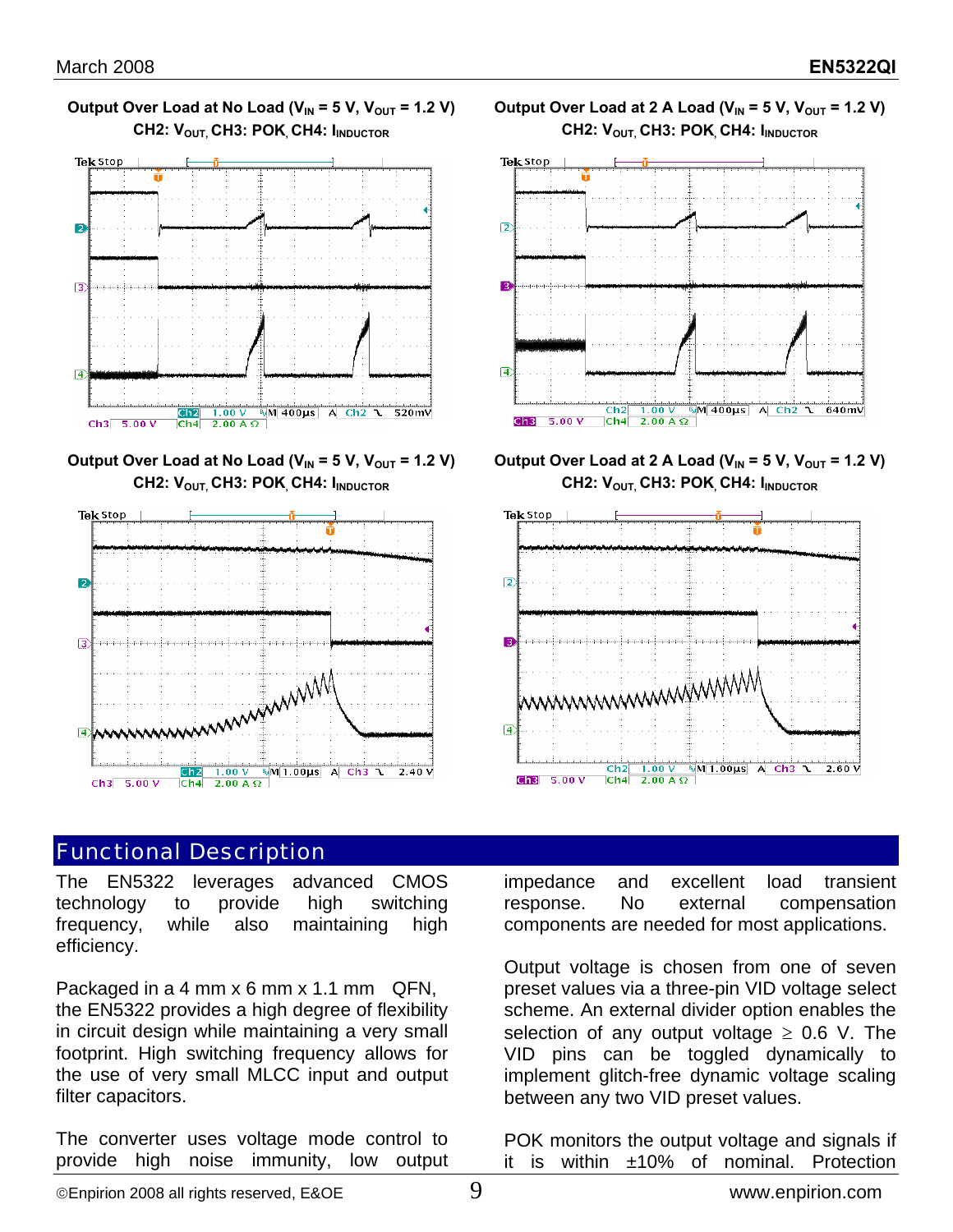**Output Over Load at No Load ($V_{IN}$ = 5 V, $V_{OUT}$ = 1.2 V)**
**CH2: $V_{OUT}$, CH3: POK, CH4: $I_{INDUCTOR}$**

**Output Over Load at 2 A Load ($V_{IN}$ = 5 V, $V_{OUT}$ = 1.2 V)**
**CH2: $V_{OUT}$, CH3: POK, CH4: $I_{INDUCTOR}$**

**Output Over Load at No Load ($V_{IN}$ = 5 V, $V_{OUT}$ = 1.2 V)**
**CH2: $V_{OUT}$, CH3: POK, CH4: $I_{INDUCTOR}$**

**Output Over Load at 2 A Load ($V_{IN}$ = 5 V, $V_{OUT}$ = 1.2 V)**
**CH2: $V_{OUT}$, CH3: POK, CH4: $I_{INDUCTOR}$**

## Functional Description

The EN5322 leverages advanced CMOS technology to provide high switching frequency, while also maintaining high efficiency.

Packaged in a 4 mm x 6 mm x 1.1 mm QFN, the EN5322 provides a high degree of flexibility in circuit design while maintaining a very small footprint. High switching frequency allows for the use of very small MLCC input and output filter capacitors.

The converter uses voltage mode control to provide high noise immunity, low output impedance and excellent load transient response. No external compensation components are needed for most applications.

Output voltage is chosen from one of seven preset values via a three-pin VID voltage select scheme. An external divider option enables the selection of any output voltage ≥ 0.6 V. The VID pins can be toggled dynamically to implement glitch-free dynamic voltage scaling between any two VID preset values.

POK monitors the output voltage and signals if it is within ±10% of nominal. Protection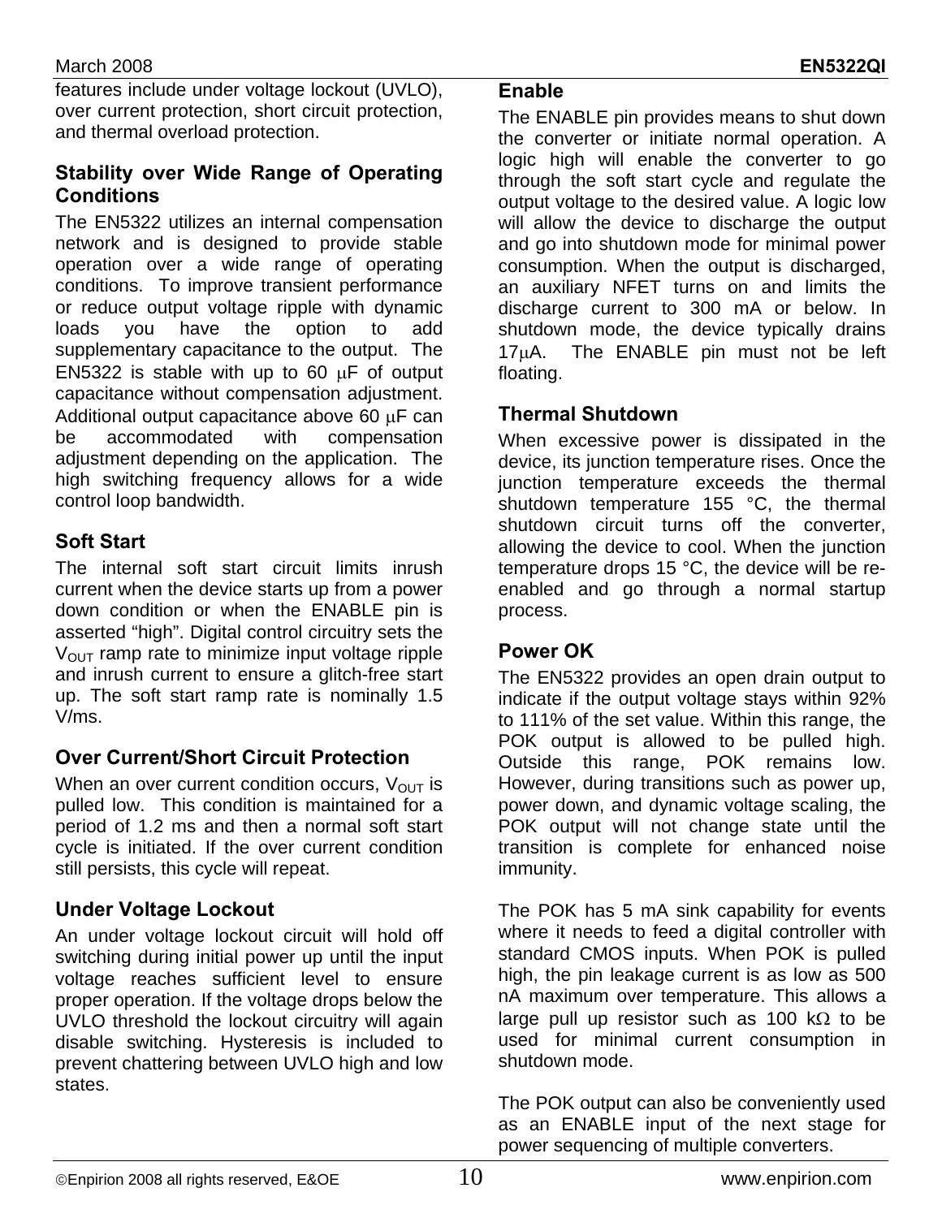features include under voltage lockout (UVLO), over current protection, short circuit protection, and thermal overload protection.

### Stability over Wide Range of Operating Conditions

The EN5322 utilizes an internal compensation network and is designed to provide stable operation over a wide range of operating conditions. To improve transient performance or reduce output voltage ripple with dynamic loads you have the option to add supplementary capacitance to the output. The EN5322 is stable with up to 60 μF of output capacitance without compensation adjustment. Additional output capacitance above 60 μF can be accommodated with compensation adjustment depending on the application. The high switching frequency allows for a wide control loop bandwidth.

### Soft Start

The internal soft start circuit limits inrush current when the device starts up from a power down condition or when the ENABLE pin is asserted "high". Digital control circuitry sets the $V_{OUT}$ ramp rate to minimize input voltage ripple and inrush current to ensure a glitch-free start up. The soft start ramp rate is nominally 1.5 V/ms.

### Over Current/Short Circuit Protection

When an over current condition occurs, $V_{OUT}$ is pulled low. This condition is maintained for a period of 1.2 ms and then a normal soft start cycle is initiated. If the over current condition still persists, this cycle will repeat.

### Under Voltage Lockout

An under voltage lockout circuit will hold off switching during initial power up until the input voltage reaches sufficient level to ensure proper operation. If the voltage drops below the UVLO threshold the lockout circuitry will again disable switching. Hysteresis is included to prevent chattering between UVLO high and low states.

### Enable

The ENABLE pin provides means to shut down the converter or initiate normal operation. A logic high will enable the converter to go through the soft start cycle and regulate the output voltage to the desired value. A logic low will allow the device to discharge the output and go into shutdown mode for minimal power consumption. When the output is discharged, an auxiliary NFET turns on and limits the discharge current to 300 mA or below. In shutdown mode, the device typically drains 17μA. The ENABLE pin must not be left floating.

### Thermal Shutdown

When excessive power is dissipated in the device, its junction temperature rises. Once the junction temperature exceeds the thermal shutdown temperature 155 °C, the thermal shutdown circuit turns off the converter, allowing the device to cool. When the junction temperature drops 15 °C, the device will be re-enabled and go through a normal startup process.

### Power OK

The EN5322 provides an open drain output to indicate if the output voltage stays within 92% to 111% of the set value. Within this range, the POK output is allowed to be pulled high. Outside this range, POK remains low. However, during transitions such as power up, power down, and dynamic voltage scaling, the POK output will not change state until the transition is complete for enhanced noise immunity.

The POK has 5 mA sink capability for events where it needs to feed a digital controller with standard CMOS inputs. When POK is pulled high, the pin leakage current is as low as 500 nA maximum over temperature. This allows a large pull up resistor such as 100 kΩ to be used for minimal current consumption in shutdown mode.

The POK output can also be conveniently used as an ENABLE input of the next stage for power sequencing of multiple converters.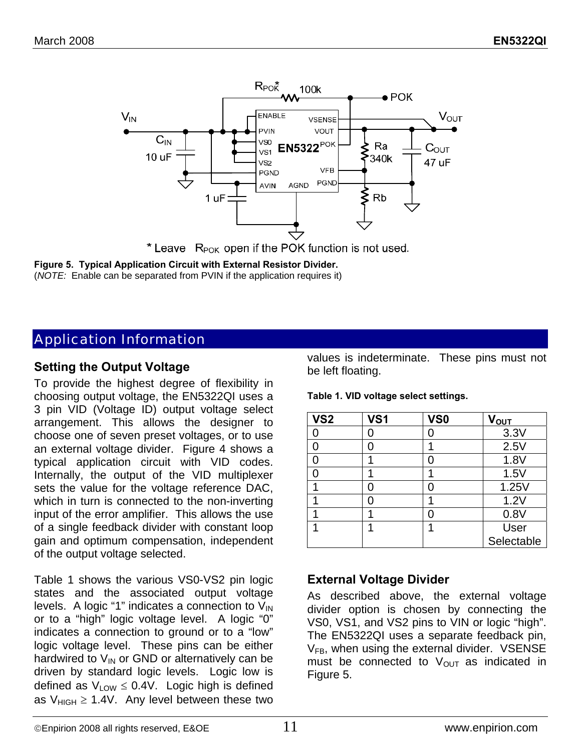* Leave $R_{POK}$ open if the POK function is not used.

**Figure 5. Typical Application Circuit with External Resistor Divider.**
(*NOTE:* Enable can be separated from PVIN if the application requires it)

## Application Information

### Setting the Output Voltage

To provide the highest degree of flexibility in choosing output voltage, the EN5322QI uses a 3 pin VID (Voltage ID) output voltage select arrangement. This allows the designer to choose one of seven preset voltages, or to use an external voltage divider. Figure 4 shows a typical application circuit with VID codes. Internally, the output of the VID multiplexer sets the value for the voltage reference DAC, which in turn is connected to the non-inverting input of the error amplifier. This allows the use of a single feedback divider with constant loop gain and optimum compensation, independent of the output voltage selected.

Table 1 shows the various VS0-VS2 pin logic states and the associated output voltage levels. A logic "1" indicates a connection to $V_{IN}$ or to a "high" logic voltage level. A logic "0" indicates a connection to ground or to a "low" logic voltage level. These pins can be either hardwired to $V_{IN}$ or GND or alternatively can be driven by standard logic levels. Logic low is defined as $V_{LOW} \leq 0.4V$. Logic high is defined as $V_{HIGH} \geq 1.4V$. Any level between these two values is indeterminate. These pins must not be left floating.

**Table 1. VID voltage select settings.**

| VS2 | VS1 | VS0 | $V_{OUT}$ |
|---|---|---|---|
| 0 | 0 | 0 | 3.3V |
| 0 | 0 | 1 | 2.5V |
| 0 | 1 | 0 | 1.8V |
| 0 | 1 | 1 | 1.5V |
| 1 | 0 | 0 | 1.25V |
| 1 | 0 | 1 | 1.2V |
| 1 | 1 | 0 | 0.8V |
| 1 | 1 | 1 | User Selectable |

### External Voltage Divider

As described above, the external voltage divider option is chosen by connecting the VS0, VS1, and VS2 pins to VIN or logic "high". The EN5322QI uses a separate feedback pin, $V_{FB}$, when using the external divider. VSENSE must be connected to $V_{OUT}$ as indicated in Figure 5.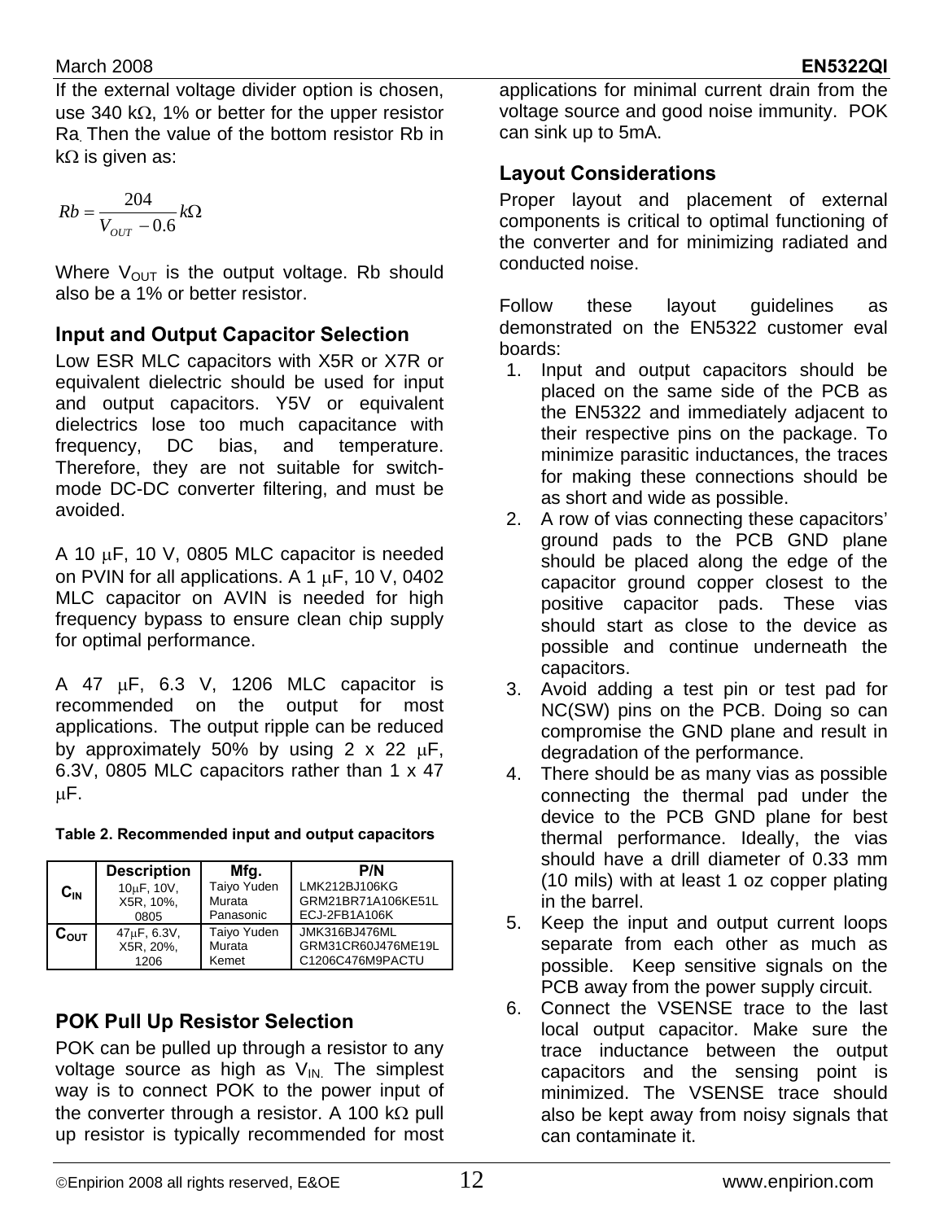If the external voltage divider option is chosen, use 340 kΩ, 1% or better for the upper resistor Ra. Then the value of the bottom resistor Rb in kΩ is given as:

$$Rb = \frac{204}{V_{OUT} - 0.6} k\Omega$$

Where $V_{OUT}$ is the output voltage. Rb should also be a 1% or better resistor.

### Input and Output Capacitor Selection

Low ESR MLC capacitors with X5R or X7R or equivalent dielectric should be used for input and output capacitors. Y5V or equivalent dielectrics lose too much capacitance with frequency, DC bias, and temperature. Therefore, they are not suitable for switch-mode DC-DC converter filtering, and must be avoided.

A 10 μF, 10 V, 0805 MLC capacitor is needed on PVIN for all applications. A 1 μF, 10 V, 0402 MLC capacitor on AVIN is needed for high frequency bypass to ensure clean chip supply for optimal performance.

A 47 μF, 6.3 V, 1206 MLC capacitor is recommended on the output for most applications. The output ripple can be reduced by approximately 50% by using 2 x 22 μF, 6.3V, 0805 MLC capacitors rather than 1 x 47 μF.

**Table 2. Recommended input and output capacitors**

| | Description | Mfg. | P/N |
|---|---|---|---|
| $C_{IN}$ | 10μF, 10V, X5R, 10%, 0805 | Taiyo Yuden<br>Murata<br>Panasonic | LMK212BJ106KG<br>GRM21BR71A106KE51L<br>ECJ-2FB1A106K |
| $C_{OUT}$ | 47μF, 6.3V, X5R, 20%, 1206 | Taiyo Yuden<br>Murata<br>Kemet | JMK316BJ476ML<br>GRM31CR60J476ME19L<br>C1206C476M9PACTU |

### POK Pull Up Resistor Selection

POK can be pulled up through a resistor to any voltage source as high as $V_{IN}$. The simplest way is to connect POK to the power input of the converter through a resistor. A 100 kΩ pull up resistor is typically recommended for most applications for minimal current drain from the voltage source and good noise immunity. POK can sink up to 5mA.

### Layout Considerations

Proper layout and placement of external components is critical to optimal functioning of the converter and for minimizing radiated and conducted noise.

Follow these layout guidelines as demonstrated on the EN5322 customer eval boards:

1. Input and output capacitors should be placed on the same side of the PCB as the EN5322 and immediately adjacent to their respective pins on the package. To minimize parasitic inductances, the traces for making these connections should be as short and wide as possible.
2. A row of vias connecting these capacitors' ground pads to the PCB GND plane should be placed along the edge of the capacitor ground copper closest to the positive capacitor pads. These vias should start as close to the device as possible and continue underneath the capacitors.
3. Avoid adding a test pin or test pad for NC(SW) pins on the PCB. Doing so can compromise the GND plane and result in degradation of the performance.
4. There should be as many vias as possible connecting the thermal pad under the device to the PCB GND plane for best thermal performance. Ideally, the vias should have a drill diameter of 0.33 mm (10 mils) with at least 1 oz copper plating in the barrel.
5. Keep the input and output current loops separate from each other as much as possible. Keep sensitive signals on the PCB away from the power supply circuit.
6. Connect the VSENSE trace to the last local output capacitor. Make sure the trace inductance between the output capacitors and the sensing point is minimized. The VSENSE trace should also be kept away from noisy signals that can contaminate it.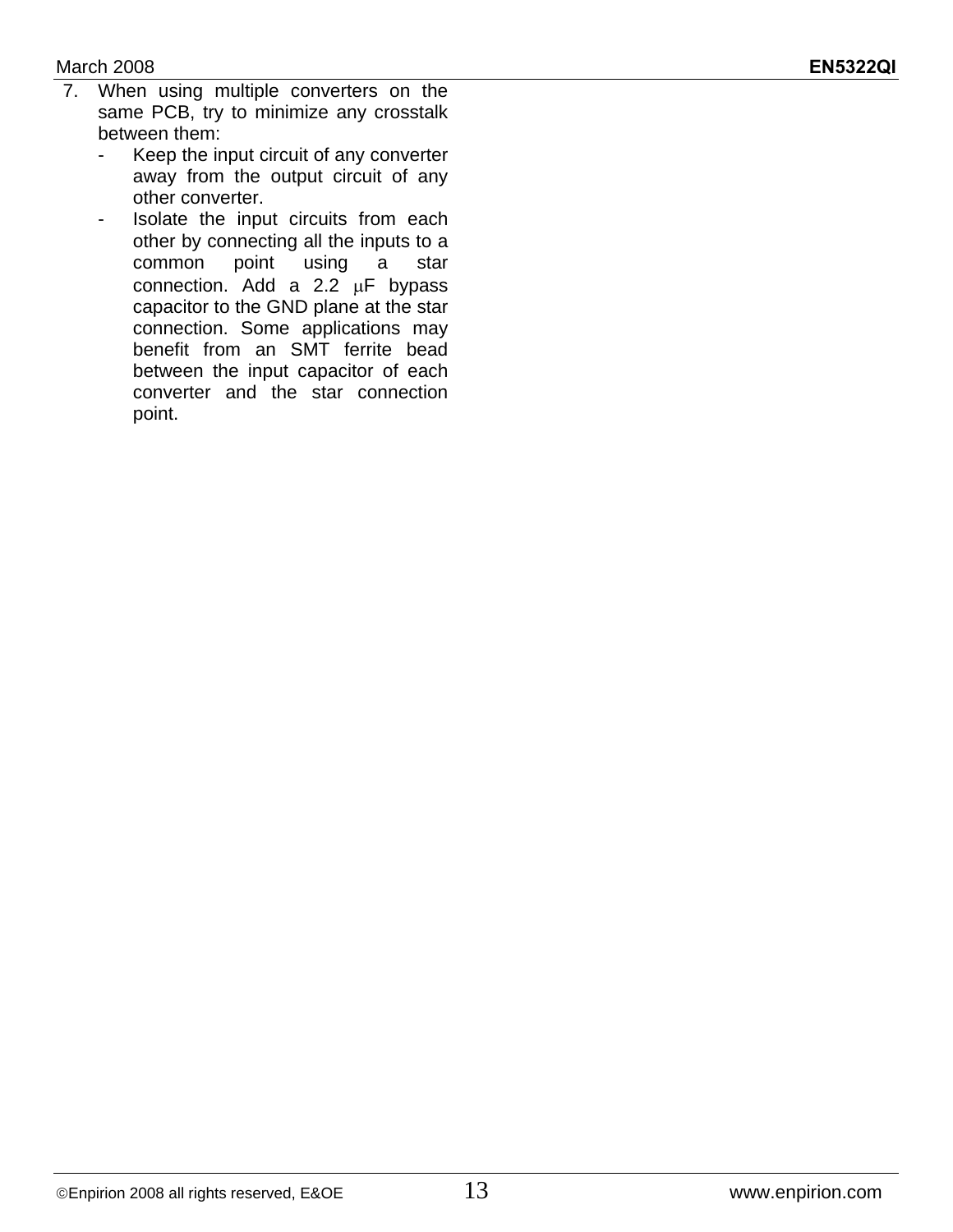7. When using multiple converters on the same PCB, try to minimize any crosstalk between them:
   - Keep the input circuit of any converter away from the output circuit of any other converter.
   - Isolate the input circuits from each other by connecting all the inputs to a common point using a star connection. Add a 2.2 μF bypass capacitor to the GND plane at the star connection. Some applications may benefit from an SMT ferrite bead between the input capacitor of each converter and the star connection point.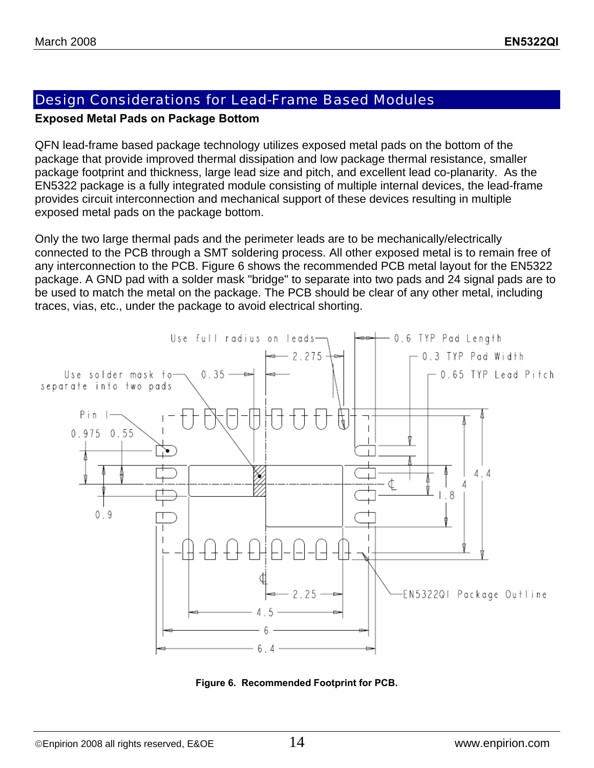## Design Considerations for Lead-Frame Based Modules

### Exposed Metal Pads on Package Bottom

QFN lead-frame based package technology utilizes exposed metal pads on the bottom of the package that provide improved thermal dissipation and low package thermal resistance, smaller package footprint and thickness, large lead size and pitch, and excellent lead co-planarity. As the EN5322 package is a fully integrated module consisting of multiple internal devices, the lead-frame provides circuit interconnection and mechanical support of these devices resulting in multiple exposed metal pads on the package bottom.

Only the two large thermal pads and the perimeter leads are to be mechanically/electrically connected to the PCB through a SMT soldering process. All other exposed metal is to remain free of any interconnection to the PCB. Figure 6 shows the recommended PCB metal layout for the EN5322 package. A GND pad with a solder mask "bridge" to separate into two pads and 24 signal pads are to be used to match the metal on the package. The PCB should be clear of any other metal, including traces, vias, etc., under the package to avoid electrical shorting.

**Figure 6. Recommended Footprint for PCB.**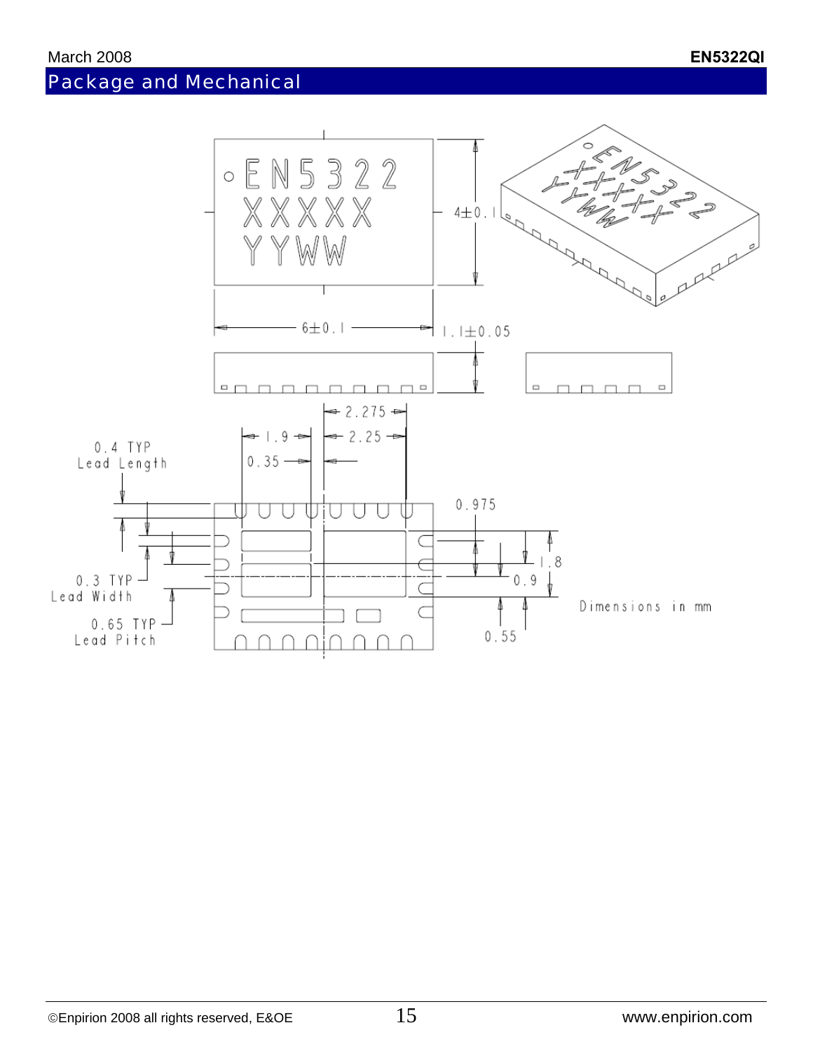## Package and Mechanical

EN5322
XXXXX
YYWW

4±0.1

6±0.1

1.1±0.05

2.275

1.9

2.25

0.35

0.4 TYP
Lead Length

0.975

1.8

0.9

0.3 TYP
Lead Width

0.65 TYP
Lead Pitch

0.55

Dimensions in mm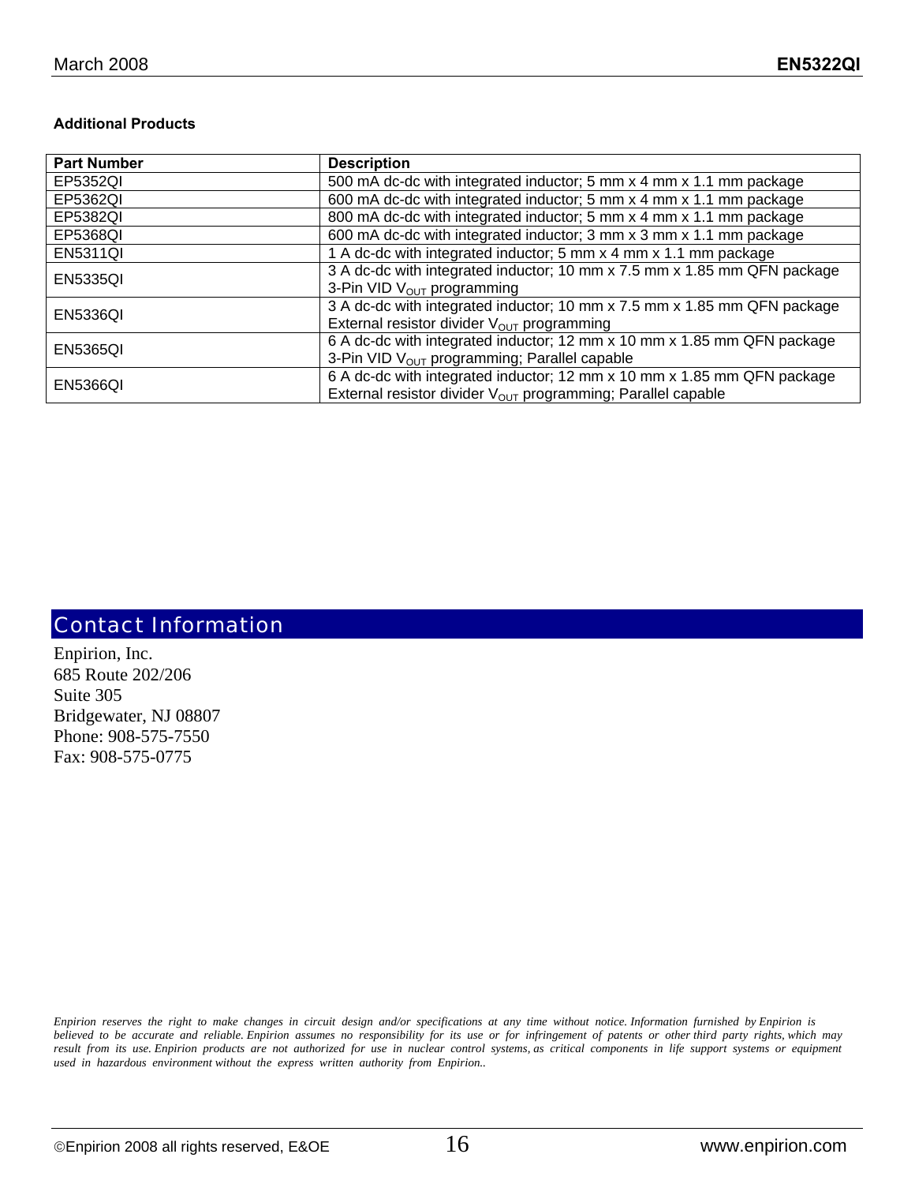### Additional Products

| Part Number | Description |
|---|---|
| EP5352QI | 500 mA dc-dc with integrated inductor; 5 mm x 4 mm x 1.1 mm package |
| EP5362QI | 600 mA dc-dc with integrated inductor; 5 mm x 4 mm x 1.1 mm package |
| EP5382QI | 800 mA dc-dc with integrated inductor; 5 mm x 4 mm x 1.1 mm package |
| EP5368QI | 600 mA dc-dc with integrated inductor; 3 mm x 3 mm x 1.1 mm package |
| EN5311QI | 1 A dc-dc with integrated inductor; 5 mm x 4 mm x 1.1 mm package |
| EN5335QI | 3 A dc-dc with integrated inductor; 10 mm x 7.5 mm x 1.85 mm QFN package 3-Pin VID $V_{OUT}$ programming |
| EN5336QI | 3 A dc-dc with integrated inductor; 10 mm x 7.5 mm x 1.85 mm QFN package External resistor divider $V_{OUT}$ programming |
| EN5365QI | 6 A dc-dc with integrated inductor; 12 mm x 10 mm x 1.85 mm QFN package 3-Pin VID $V_{OUT}$ programming; Parallel capable |
| EN5366QI | 6 A dc-dc with integrated inductor; 12 mm x 10 mm x 1.85 mm QFN package External resistor divider $V_{OUT}$ programming; Parallel capable |

## Contact Information

Enpirion, Inc.
685 Route 202/206
Suite 305
Bridgewater, NJ 08807
Phone: 908-575-7550
Fax: 908-575-0775

*Enpirion reserves the right to make changes in circuit design and/or specifications at any time without notice. Information furnished by Enpirion is believed to be accurate and reliable. Enpirion assumes no responsibility for its use or for infringement of patents or other third party rights, which may result from its use. Enpirion products are not authorized for use in nuclear control systems, as critical components in life support systems or equipment used in hazardous environment without the express written authority from Enpirion..*